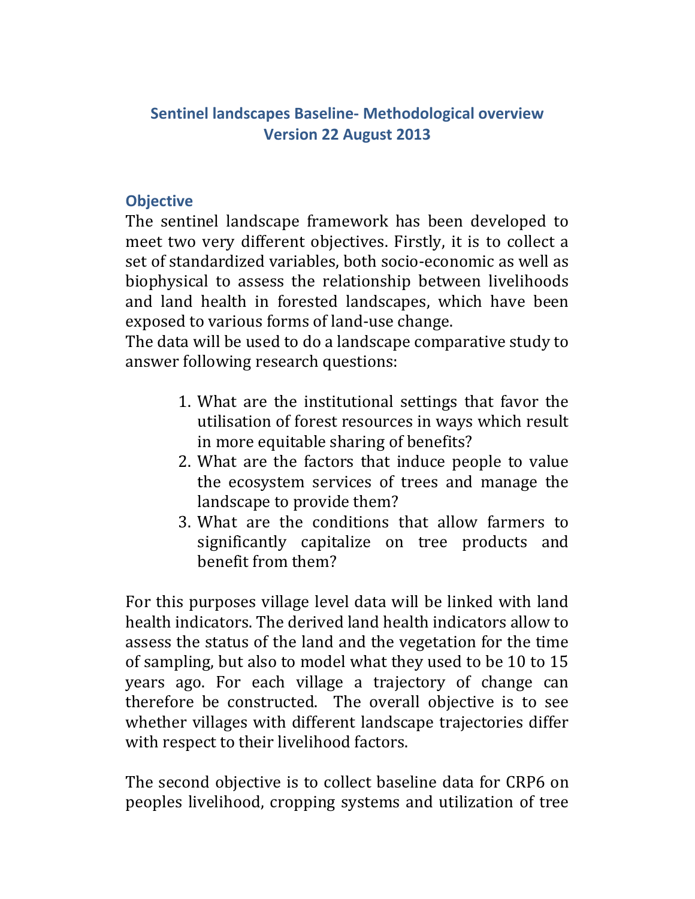# Sentinel landscapes Baseline- Methodological overview
# Version 22 August 2013

## Objective

The sentinel landscape framework has been developed to meet two very different objectives. Firstly, it is to collect a set of standardized variables, both socio-economic as well as biophysical to assess the relationship between livelihoods and land health in forested landscapes, which have been exposed to various forms of land-use change.

The data will be used to do a landscape comparative study to answer following research questions:

1. What are the institutional settings that favor the utilisation of forest resources in ways which result in more equitable sharing of benefits?
2. What are the factors that induce people to value the ecosystem services of trees and manage the landscape to provide them?
3. What are the conditions that allow farmers to significantly capitalize on tree products and benefit from them?

For this purposes village level data will be linked with land health indicators. The derived land health indicators allow to assess the status of the land and the vegetation for the time of sampling, but also to model what they used to be 10 to 15 years ago. For each village a trajectory of change can therefore be constructed. The overall objective is to see whether villages with different landscape trajectories differ with respect to their livelihood factors.

The second objective is to collect baseline data for CRP6 on peoples livelihood, cropping systems and utilization of tree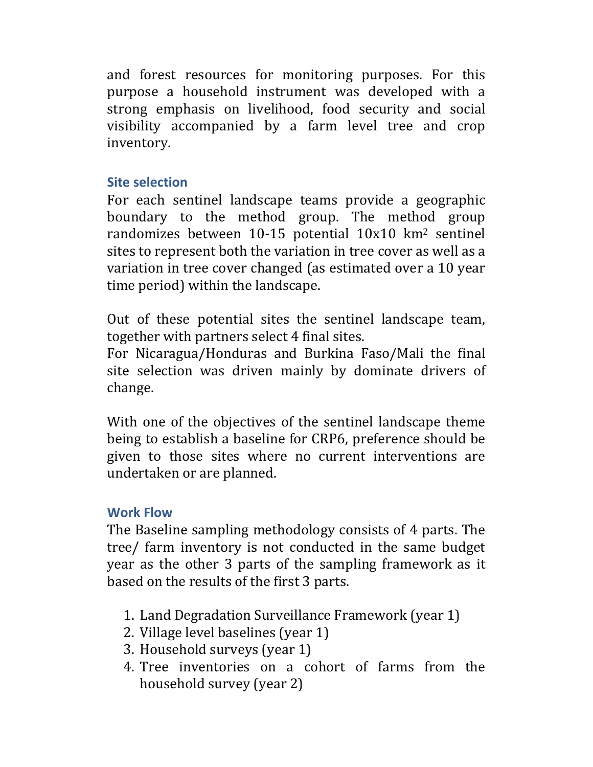and forest resources for monitoring purposes. For this purpose a household instrument was developed with a strong emphasis on livelihood, food security and social visibility accompanied by a farm level tree and crop inventory.

## Site selection

For each sentinel landscape teams provide a geographic boundary to the method group. The method group randomizes between 10-15 potential 10x10 $km^2$ sentinel sites to represent both the variation in tree cover as well as a variation in tree cover changed (as estimated over a 10 year time period) within the landscape.

Out of these potential sites the sentinel landscape team, together with partners select 4 final sites.
For Nicaragua/Honduras and Burkina Faso/Mali the final site selection was driven mainly by dominate drivers of change.

With one of the objectives of the sentinel landscape theme being to establish a baseline for CRP6, preference should be given to those sites where no current interventions are undertaken or are planned.

## Work Flow

The Baseline sampling methodology consists of 4 parts. The tree/ farm inventory is not conducted in the same budget year as the other 3 parts of the sampling framework as it based on the results of the first 3 parts.

1. Land Degradation Surveillance Framework (year 1)
2. Village level baselines (year 1)
3. Household surveys (year 1)
4. Tree inventories on a cohort of farms from the household survey (year 2)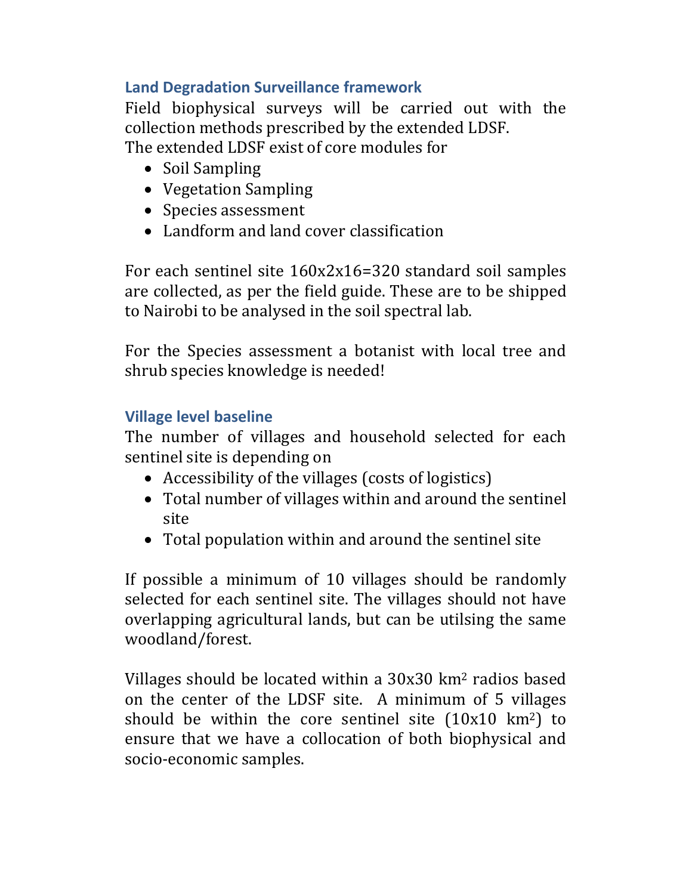### Land Degradation Surveillance framework

Field biophysical surveys will be carried out with the collection methods prescribed by the extended LDSF.
The extended LDSF exist of core modules for

- Soil Sampling
- Vegetation Sampling
- Species assessment
- Landform and land cover classification

For each sentinel site 160x2x16=320 standard soil samples are collected, as per the field guide. These are to be shipped to Nairobi to be analysed in the soil spectral lab.

For the Species assessment a botanist with local tree and shrub species knowledge is needed!

### Village level baseline

The number of villages and household selected for each sentinel site is depending on

- Accessibility of the villages (costs of logistics)
- Total number of villages within and around the sentinel site
- Total population within and around the sentinel site

If possible a minimum of 10 villages should be randomly selected for each sentinel site. The villages should not have overlapping agricultural lands, but can be utilsing the same woodland/forest.

Villages should be located within a 30x30 $km^2$ radios based on the center of the LDSF site. A minimum of 5 villages should be within the core sentinel site (10x10 $km^2$) to ensure that we have a collocation of both biophysical and socio-economic samples.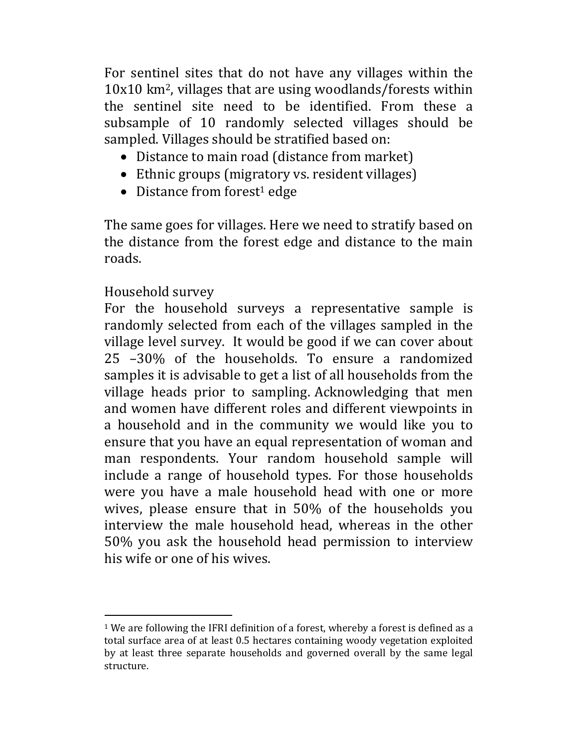For sentinel sites that do not have any villages within the 10x10 km$^2$, villages that are using woodlands/forests within the sentinel site need to be identified. From these a subsample of 10 randomly selected villages should be sampled. Villages should be stratified based on:

- Distance to main road (distance from market)
- Ethnic groups (migratory vs. resident villages)
- Distance from forest[1] edge

The same goes for villages. Here we need to stratify based on the distance from the forest edge and distance to the main roads.

Household survey

For the household surveys a representative sample is randomly selected from each of the villages sampled in the village level survey. It would be good if we can cover about 25 –30% of the households. To ensure a randomized samples it is advisable to get a list of all households from the village heads prior to sampling. Acknowledging that men and women have different roles and different viewpoints in a household and in the community we would like you to ensure that you have an equal representation of woman and man respondents. Your random household sample will include a range of household types. For those households were you have a male household head with one or more wives, please ensure that in 50% of the households you interview the male household head, whereas in the other 50% you ask the household head permission to interview his wife or one of his wives.

---

[1] We are following the IFRI definition of a forest, whereby a forest is defined as a total surface area of at least 0.5 hectares containing woody vegetation exploited by at least three separate households and governed overall by the same legal structure.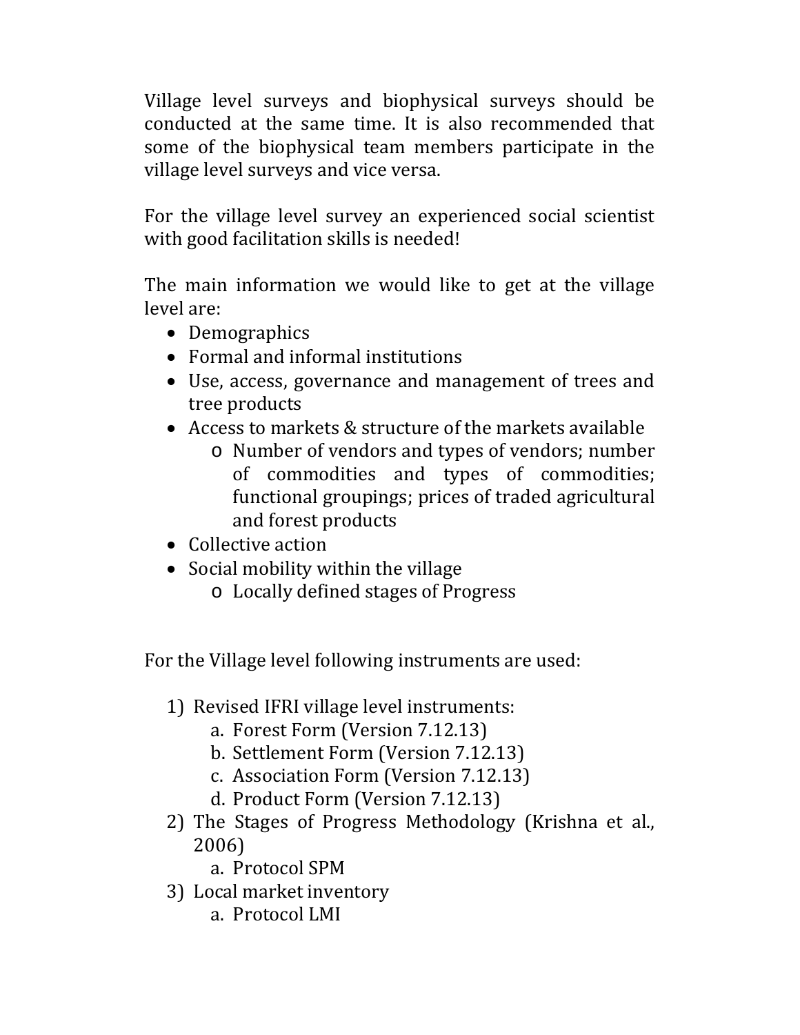Village level surveys and biophysical surveys should be conducted at the same time. It is also recommended that some of the biophysical team members participate in the village level surveys and vice versa.

For the village level survey an experienced social scientist with good facilitation skills is needed!

The main information we would like to get at the village level are:

- Demographics
- Formal and informal institutions
- Use, access, governance and management of trees and tree products
- Access to markets & structure of the markets available
  - Number of vendors and types of vendors; number of commodities and types of commodities; functional groupings; prices of traded agricultural and forest products
- Collective action
- Social mobility within the village
  - Locally defined stages of Progress

For the Village level following instruments are used:

1) Revised IFRI village level instruments:
   a. Forest Form (Version 7.12.13)
   b. Settlement Form (Version 7.12.13)
   c. Association Form (Version 7.12.13)
   d. Product Form (Version 7.12.13)
2) The Stages of Progress Methodology (Krishna et al., 2006)
   a. Protocol SPM
3) Local market inventory
   a. Protocol LMI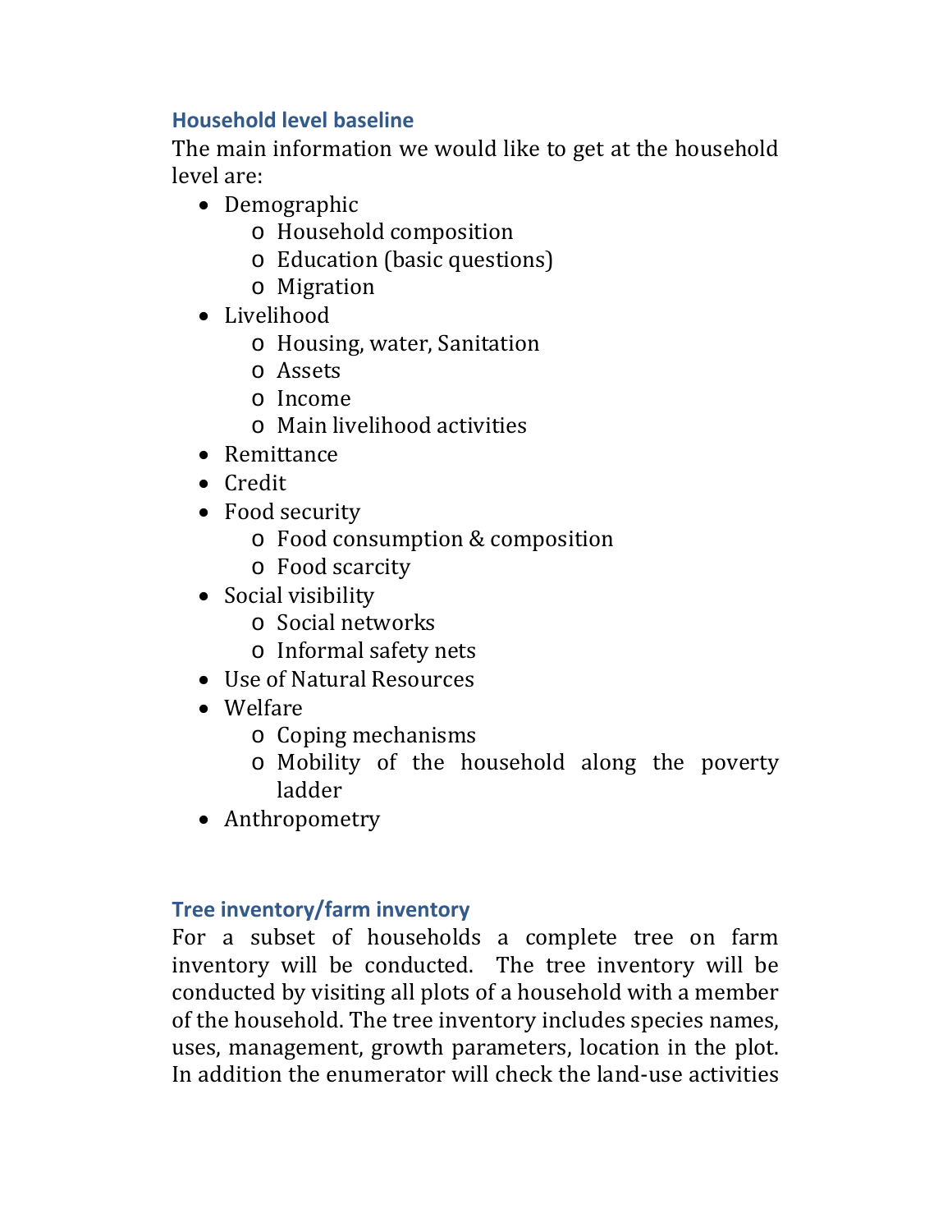### Household level baseline

The main information we would like to get at the household level are:

- Demographic
  - Household composition
  - Education (basic questions)
  - Migration
- Livelihood
  - Housing, water, Sanitation
  - Assets
  - Income
  - Main livelihood activities
- Remittance
- Credit
- Food security
  - Food consumption & composition
  - Food scarcity
- Social visibility
  - Social networks
  - Informal safety nets
- Use of Natural Resources
- Welfare
  - Coping mechanisms
  - Mobility of the household along the poverty ladder
- Anthropometry

### Tree inventory/farm inventory

For a subset of households a complete tree on farm inventory will be conducted. The tree inventory will be conducted by visiting all plots of a household with a member of the household. The tree inventory includes species names, uses, management, growth parameters, location in the plot. In addition the enumerator will check the land-use activities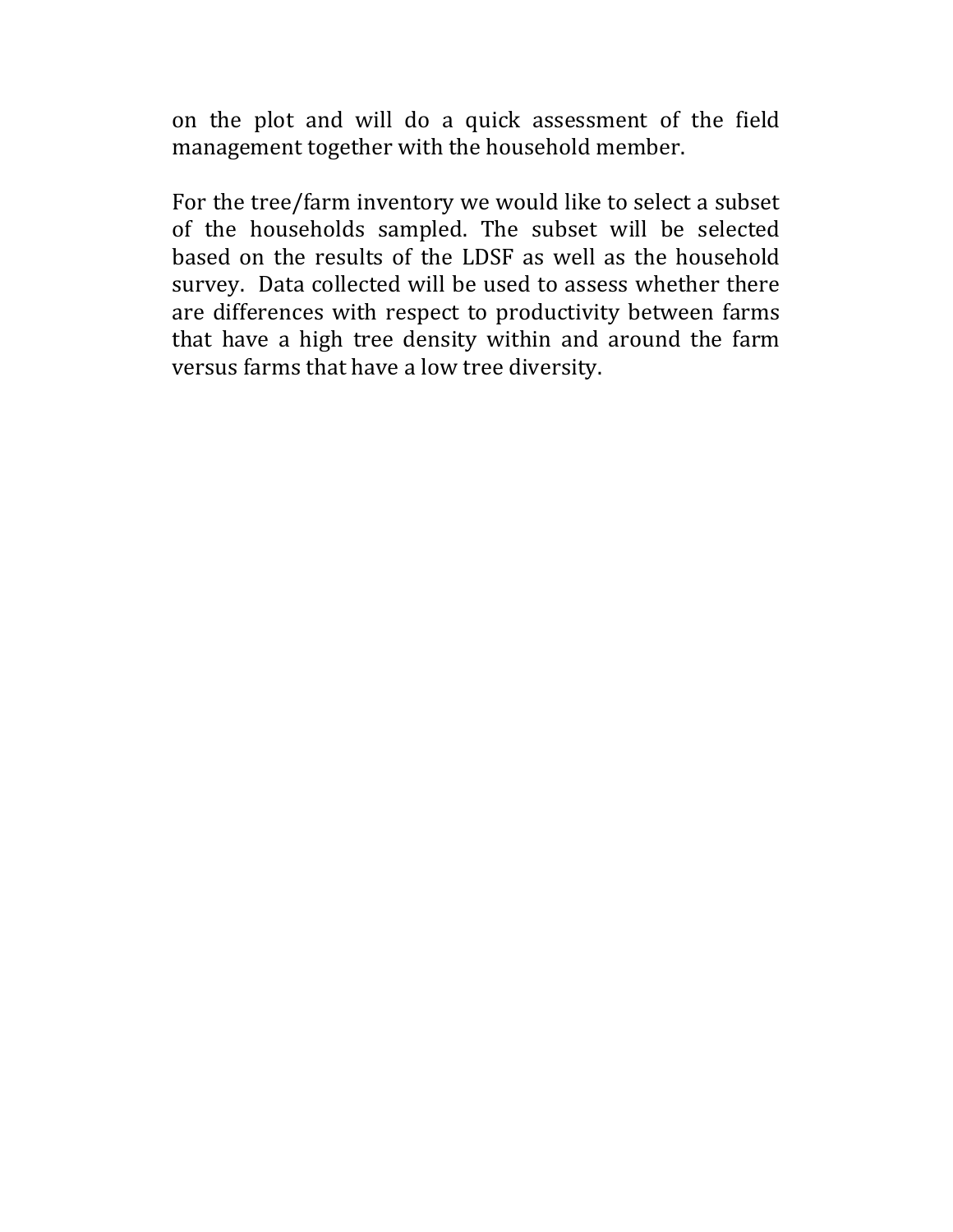on the plot and will do a quick assessment of the field management together with the household member.

For the tree/farm inventory we would like to select a subset of the households sampled. The subset will be selected based on the results of the LDSF as well as the household survey. Data collected will be used to assess whether there are differences with respect to productivity between farms that have a high tree density within and around the farm versus farms that have a low tree diversity.